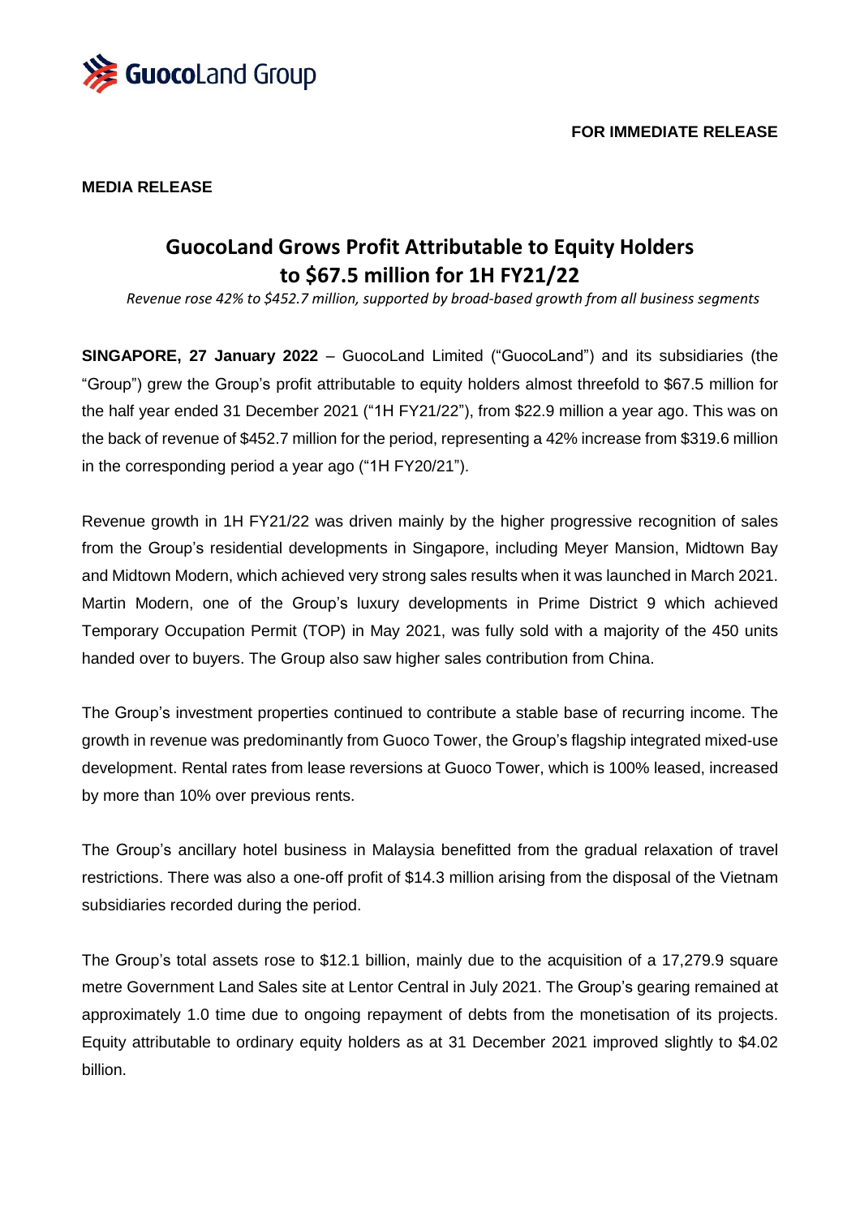**FOR IMMEDIATE RELEASE**

**MEDIA RELEASE**

# GuocoLand Grows Profit Attributable to Equity Holders to $67.5 million for 1H FY21/22

*Revenue rose 42% to $452.7 million, supported by broad-based growth from all business segments*

**SINGAPORE, 27 January 2022** – GuocoLand Limited ("GuocoLand") and its subsidiaries (the "Group") grew the Group's profit attributable to equity holders almost threefold to $67.5 million for the half year ended 31 December 2021 ("1H FY21/22"), from $22.9 million a year ago. This was on the back of revenue of $452.7 million for the period, representing a 42% increase from $319.6 million in the corresponding period a year ago ("1H FY20/21").

Revenue growth in 1H FY21/22 was driven mainly by the higher progressive recognition of sales from the Group's residential developments in Singapore, including Meyer Mansion, Midtown Bay and Midtown Modern, which achieved very strong sales results when it was launched in March 2021. Martin Modern, one of the Group's luxury developments in Prime District 9 which achieved Temporary Occupation Permit (TOP) in May 2021, was fully sold with a majority of the 450 units handed over to buyers. The Group also saw higher sales contribution from China.

The Group's investment properties continued to contribute a stable base of recurring income. The growth in revenue was predominantly from Guoco Tower, the Group's flagship integrated mixed-use development. Rental rates from lease reversions at Guoco Tower, which is 100% leased, increased by more than 10% over previous rents.

The Group's ancillary hotel business in Malaysia benefitted from the gradual relaxation of travel restrictions. There was also a one-off profit of $14.3 million arising from the disposal of the Vietnam subsidiaries recorded during the period.

The Group's total assets rose to $12.1 billion, mainly due to the acquisition of a 17,279.9 square metre Government Land Sales site at Lentor Central in July 2021. The Group's gearing remained at approximately 1.0 time due to ongoing repayment of debts from the monetisation of its projects. Equity attributable to ordinary equity holders as at 31 December 2021 improved slightly to $4.02 billion.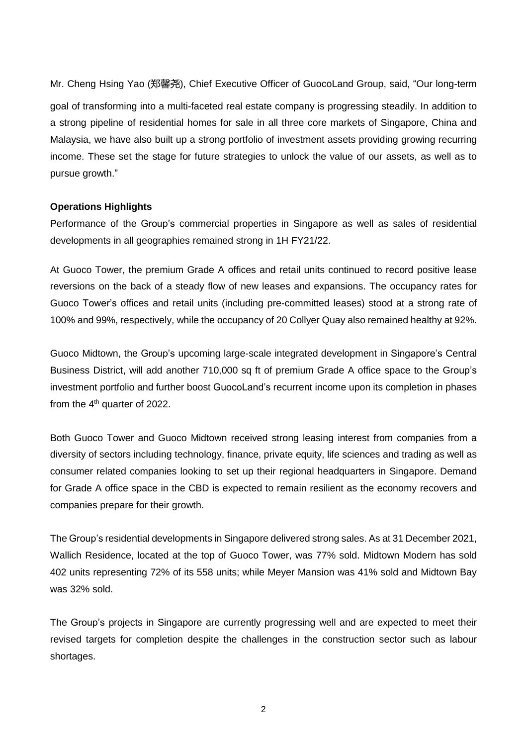Mr. Cheng Hsing Yao (郑馨尧), Chief Executive Officer of GuocoLand Group, said, "Our long-term goal of transforming into a multi-faceted real estate company is progressing steadily. In addition to a strong pipeline of residential homes for sale in all three core markets of Singapore, China and Malaysia, we have also built up a strong portfolio of investment assets providing growing recurring income. These set the stage for future strategies to unlock the value of our assets, as well as to pursue growth."

**Operations Highlights**

Performance of the Group's commercial properties in Singapore as well as sales of residential developments in all geographies remained strong in 1H FY21/22.

At Guoco Tower, the premium Grade A offices and retail units continued to record positive lease reversions on the back of a steady flow of new leases and expansions. The occupancy rates for Guoco Tower's offices and retail units (including pre-committed leases) stood at a strong rate of 100% and 99%, respectively, while the occupancy of 20 Collyer Quay also remained healthy at 92%.

Guoco Midtown, the Group's upcoming large-scale integrated development in Singapore's Central Business District, will add another 710,000 sq ft of premium Grade A office space to the Group's investment portfolio and further boost GuocoLand's recurrent income upon its completion in phases from the 4th quarter of 2022.

Both Guoco Tower and Guoco Midtown received strong leasing interest from companies from a diversity of sectors including technology, finance, private equity, life sciences and trading as well as consumer related companies looking to set up their regional headquarters in Singapore. Demand for Grade A office space in the CBD is expected to remain resilient as the economy recovers and companies prepare for their growth.

The Group's residential developments in Singapore delivered strong sales. As at 31 December 2021, Wallich Residence, located at the top of Guoco Tower, was 77% sold. Midtown Modern has sold 402 units representing 72% of its 558 units; while Meyer Mansion was 41% sold and Midtown Bay was 32% sold.

The Group's projects in Singapore are currently progressing well and are expected to meet their revised targets for completion despite the challenges in the construction sector such as labour shortages.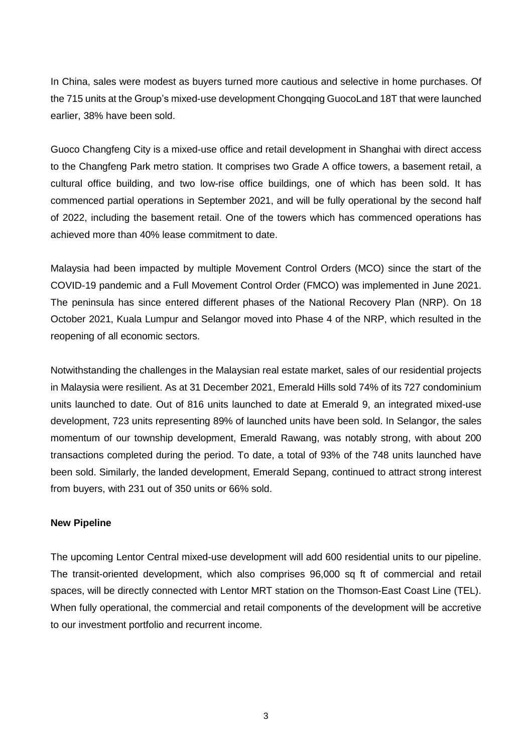In China, sales were modest as buyers turned more cautious and selective in home purchases. Of the 715 units at the Group's mixed-use development Chongqing GuocoLand 18T that were launched earlier, 38% have been sold.

Guoco Changfeng City is a mixed-use office and retail development in Shanghai with direct access to the Changfeng Park metro station. It comprises two Grade A office towers, a basement retail, a cultural office building, and two low-rise office buildings, one of which has been sold. It has commenced partial operations in September 2021, and will be fully operational by the second half of 2022, including the basement retail. One of the towers which has commenced operations has achieved more than 40% lease commitment to date.

Malaysia had been impacted by multiple Movement Control Orders (MCO) since the start of the COVID-19 pandemic and a Full Movement Control Order (FMCO) was implemented in June 2021. The peninsula has since entered different phases of the National Recovery Plan (NRP). On 18 October 2021, Kuala Lumpur and Selangor moved into Phase 4 of the NRP, which resulted in the reopening of all economic sectors.

Notwithstanding the challenges in the Malaysian real estate market, sales of our residential projects in Malaysia were resilient. As at 31 December 2021, Emerald Hills sold 74% of its 727 condominium units launched to date. Out of 816 units launched to date at Emerald 9, an integrated mixed-use development, 723 units representing 89% of launched units have been sold. In Selangor, the sales momentum of our township development, Emerald Rawang, was notably strong, with about 200 transactions completed during the period. To date, a total of 93% of the 748 units launched have been sold. Similarly, the landed development, Emerald Sepang, continued to attract strong interest from buyers, with 231 out of 350 units or 66% sold.

**New Pipeline**

The upcoming Lentor Central mixed-use development will add 600 residential units to our pipeline. The transit-oriented development, which also comprises 96,000 sq ft of commercial and retail spaces, will be directly connected with Lentor MRT station on the Thomson-East Coast Line (TEL). When fully operational, the commercial and retail components of the development will be accretive to our investment portfolio and recurrent income.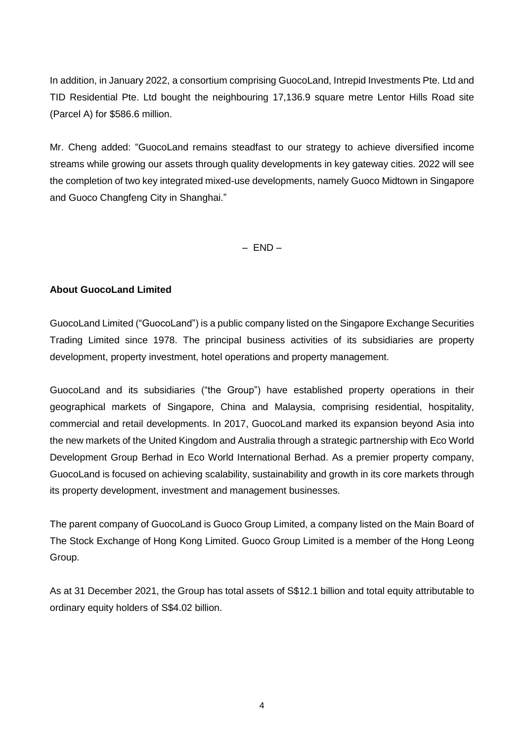In addition, in January 2022, a consortium comprising GuocoLand, Intrepid Investments Pte. Ltd and TID Residential Pte. Ltd bought the neighbouring 17,136.9 square metre Lentor Hills Road site (Parcel A) for $586.6 million.

Mr. Cheng added: "GuocoLand remains steadfast to our strategy to achieve diversified income streams while growing our assets through quality developments in key gateway cities. 2022 will see the completion of two key integrated mixed-use developments, namely Guoco Midtown in Singapore and Guoco Changfeng City in Shanghai."

– END –

**About GuocoLand Limited**

GuocoLand Limited ("GuocoLand") is a public company listed on the Singapore Exchange Securities Trading Limited since 1978. The principal business activities of its subsidiaries are property development, property investment, hotel operations and property management.

GuocoLand and its subsidiaries ("the Group") have established property operations in their geographical markets of Singapore, China and Malaysia, comprising residential, hospitality, commercial and retail developments. In 2017, GuocoLand marked its expansion beyond Asia into the new markets of the United Kingdom and Australia through a strategic partnership with Eco World Development Group Berhad in Eco World International Berhad. As a premier property company, GuocoLand is focused on achieving scalability, sustainability and growth in its core markets through its property development, investment and management businesses.

The parent company of GuocoLand is Guoco Group Limited, a company listed on the Main Board of The Stock Exchange of Hong Kong Limited. Guoco Group Limited is a member of the Hong Leong Group.

As at 31 December 2021, the Group has total assets of S$12.1 billion and total equity attributable to ordinary equity holders of S$4.02 billion.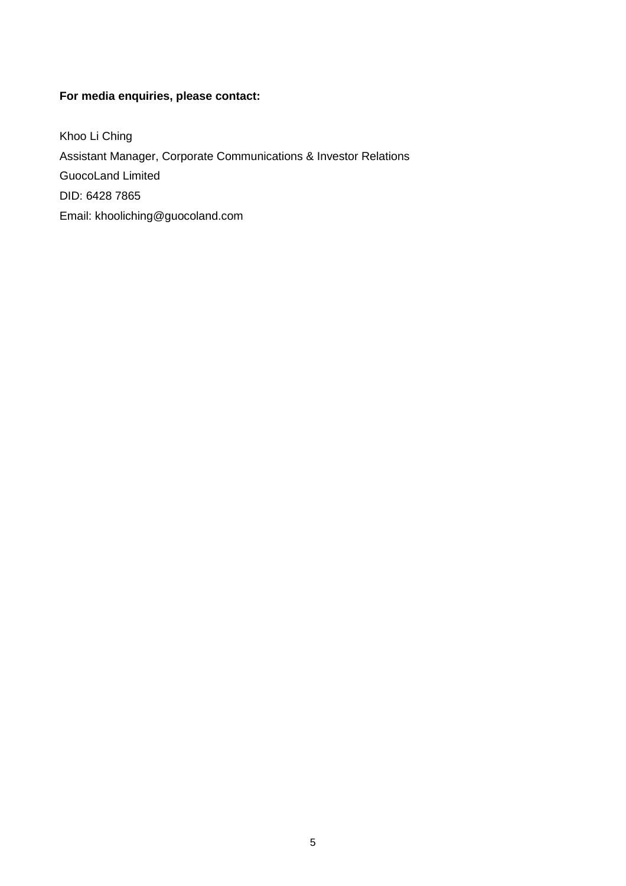**For media enquiries, please contact:**

Khoo Li Ching
Assistant Manager, Corporate Communications & Investor Relations
GuocoLand Limited
DID: 6428 7865
Email: khooliching@guocoland.com